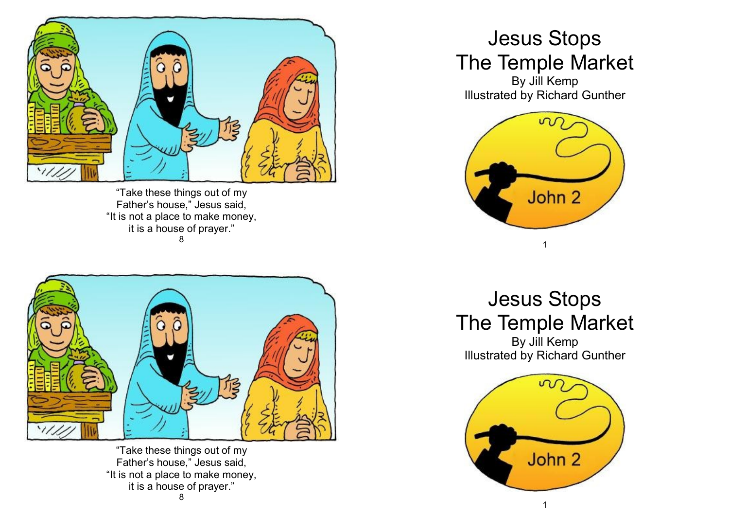"Take these things out of my Father's house," Jesus said, "It is not a place to make money, it is a house of prayer."

# Jesus Stops The Temple Market

By Jill Kemp

Illustrated by Richard Gunther

John 2

"Take these things out of my Father's house," Jesus said, "It is not a place to make money, it is a house of prayer."

# Jesus Stops The Temple Market

By Jill Kemp

Illustrated by Richard Gunther

John 2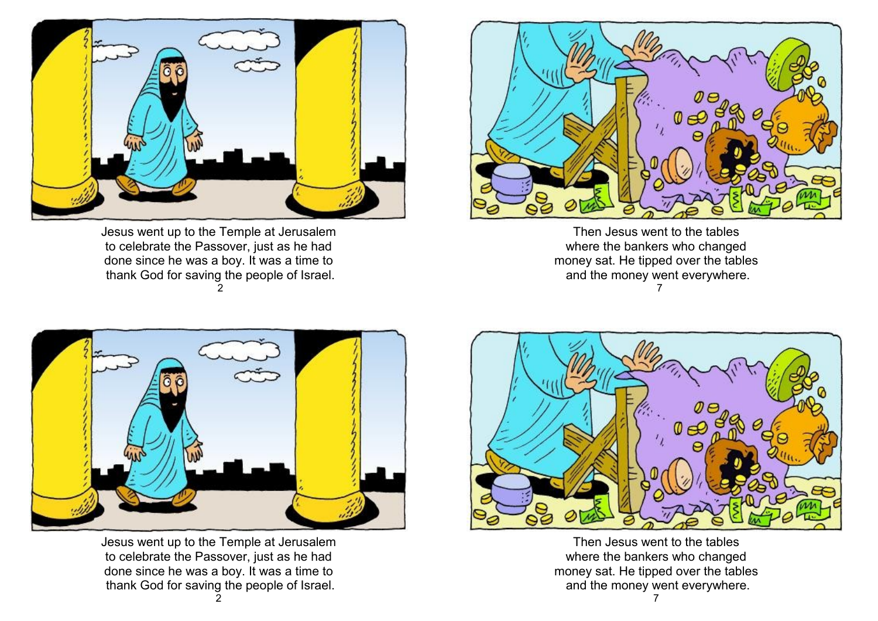Jesus went up to the Temple at Jerusalem to celebrate the Passover, just as he had done since he was a boy. It was a time to thank God for saving the people of Israel.

Then Jesus went to the tables where the bankers who changed money sat. He tipped over the tables and the money went everywhere.

Jesus went up to the Temple at Jerusalem to celebrate the Passover, just as he had done since he was a boy. It was a time to thank God for saving the people of Israel.

Then Jesus went to the tables where the bankers who changed money sat. He tipped over the tables and the money went everywhere.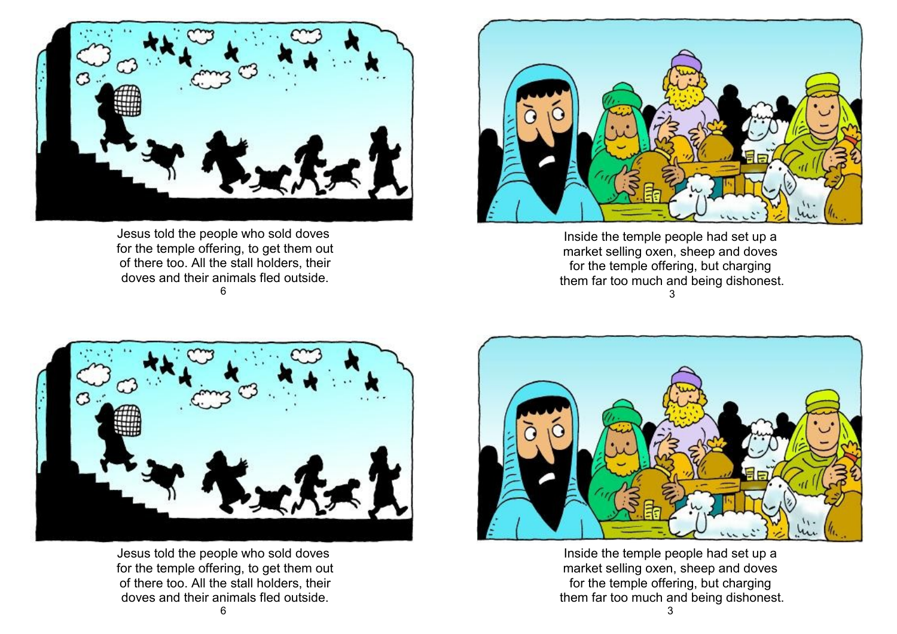Jesus told the people who sold doves for the temple offering, to get them out of there too. All the stall holders, their doves and their animals fled outside.

Inside the temple people had set up a market selling oxen, sheep and doves for the temple offering, but charging them far too much and being dishonest.

Jesus told the people who sold doves for the temple offering, to get them out of there too. All the stall holders, their doves and their animals fled outside.

Inside the temple people had set up a market selling oxen, sheep and doves for the temple offering, but charging them far too much and being dishonest.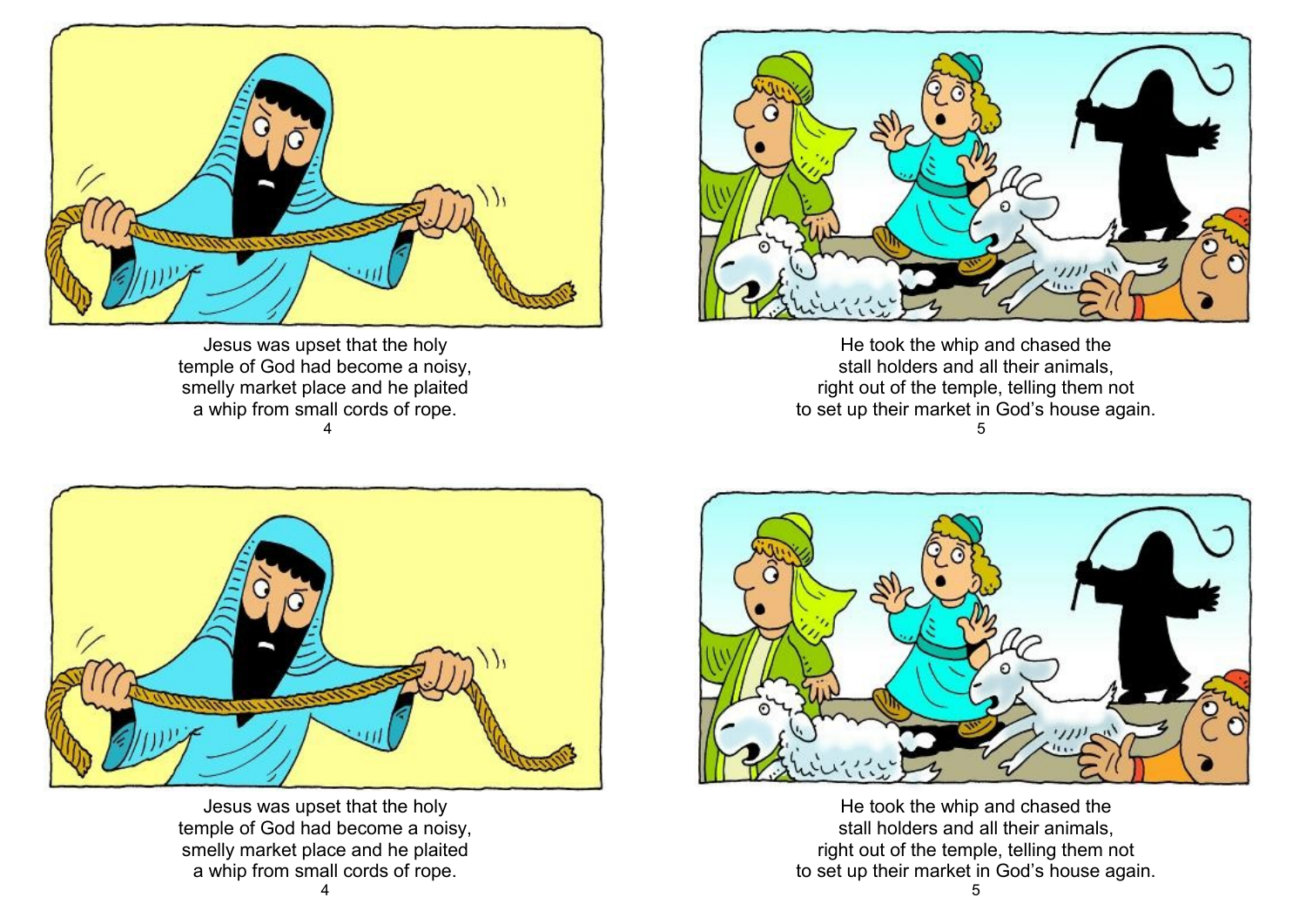Jesus was upset that the holy temple of God had become a noisy, smelly market place and he plaited a whip from small cords of rope.

He took the whip and chased the stall holders and all their animals, right out of the temple, telling them not to set up their market in God's house again.

Jesus was upset that the holy temple of God had become a noisy, smelly market place and he plaited a whip from small cords of rope.

He took the whip and chased the stall holders and all their animals, right out of the temple, telling them not to set up their market in God's house again.